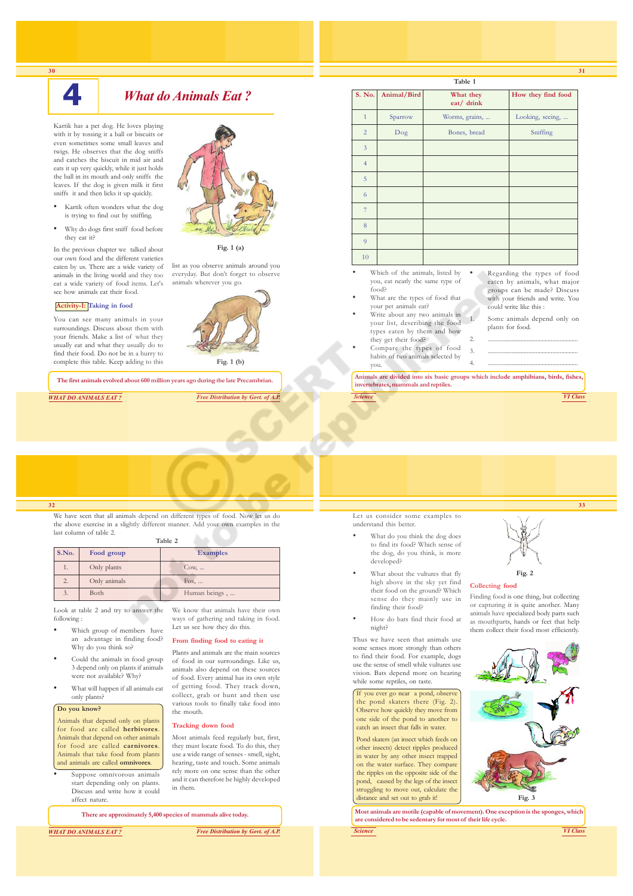# 4 What do Animals Eat ?

Kartik has a pet dog. He loves playing with it by tossing it a ball or biscuits or even sometimes some small leaves and twigs. He observes that the dog sniffs and catches the biscuit in mid air and eats it up very quickly, while it just holds the ball in its mouth and only sniffs the leaves. If the dog is given milk it first sniffs it and then licks it up quickly.

- Kartik often wonders what the dog is trying to find out by sniffing.
- Why do dogs first sniff food before they eat it?

Fig. 1 (a)

In the previous chapter we talked about our own food and the different varieties eaten by us. There are a wide variety of animals in the living world and they too eat a wide variety of food items. Let's see how animals eat their food.

**Activity-1: Taking in food**

You can see many animals in your surroundings. Discuss about them with your friends. Make a list of what they usually eat and what they usually do to find their food. Do not be in a hurry to complete this table. Keep adding to this list as you observe animals around you everyday. But don't forget to observe animals wherever you go.

Fig. 1 (b)

The first animals evolved about 600 million years ago during the late Precambrian.

Table 1

| S. No. | Animal/Bird | What they eat/ drink | How they find food |
|---|---|---|---|
| 1 | Sparrow | Worms, grains, ... | Looking, seeing, ... |
| 2 | Dog | Bones, bread | Sniffing |
| 3 | | | |
| 4 | | | |
| 5 | | | |
| 6 | | | |
| 7 | | | |
| 8 | | | |
| 9 | | | |
| 10 | | | |

- Which of the animals, listed by you, eat nearly the same type of food?
- What are the types of food that your pet animals eat?
- Write about any two animals in your list, describing the food types eaten by them and how they get their food?
- Compare the types of food habits of two animals selected by you.
- Regarding the types of food eaten by animals, what major groups can be made? Discuss with your friends and write. You could write like this :

1. Some animals depend only on plants for food.
2. ..........................................
3. ..........................................
4. ..........................................

Animals are divided into six basic groups which include amphibians, birds, fishes, invertebrates, mammals and reptiles.

We have seen that all animals depend on different types of food. Now let us do the above exercise in a slightly different manner. Add your own examples in the last column of table 2.

Table 2

| S.No. | Food group | Examples |
|---|---|---|
| 1. | Only plants | Cow, ... |
| 2. | Only animals | Fox, ... |
| 3. | Both | Human beings , ... |

Look at table 2 and try to answer the following :

- Which group of members have an advantage in finding food? Why do you think so?
- Could the animals in food group 3 depend only on plants if animals were not available? Why?
- What will happen if all animals eat only plants?

**Do you know?**

Animals that depend only on plants for food are called **herbivores**. Animals that depend on other animals for food are called **carnivores**. Animals that take food from plants and animals are called **omnivores**.

- Suppose omnivorous animals start depending only on plants. Discuss and write how it could affect nature.

We know that animals have their own ways of gathering and taking in food. Let us see how they do this.

## From finding food to eating it

Plants and animals are the main sources of food in our surroundings. Like us, animals also depend on these sources of food. Every animal has its own style of getting food. They track down, collect, grab or hunt and then use various tools to finally take food into the mouth.

## Tracking down food

Most animals feed regularly but, first, they must locate food. To do this, they use a wide range of senses - smell, sight, hearing, taste and touch. Some animals rely more on one sense than the other and it can therefore be highly developed in them.

There are approximately 5,400 species of mammals alive today.

Let us consider some examples to understand this better.

- What do you think the dog does to find its food? Which sense of the dog, do you think, is more developed?
- What about the vultures that fly high above in the sky yet find their food on the ground? Which sense do they mainly use in finding their food?
- How do bats find their food at night?

Thus we have seen that animals use some senses more strongly than others to find their food. For example, dogs use the sense of smell while vultures use vision. Bats depend more on hearing while some reptiles, on taste.

If you ever go near a pond, observe the pond skaters there (Fig. 2). Observe how quickly they move from one side of the pond to another to catch an insect that falls in water.

Pond skaters (an insect which feeds on other insects) detect ripples produced in water by any other insect trapped on the water surface. They compare the ripples on the opposite side of the pond, caused by the legs of the insect struggling to move out, calculate the distance and set out to grab it!

Fig. 2

## Collecting food

Finding food is one thing, but collecting or capturing it is quite another. Many animals have specialized body parts such as mouthparts, hands or feet that help them collect their food most efficiently.

Fig. 3

Most animals are motile (capable of movement). One exception is the sponges, which are considered to be sedentary for most of their life cycle.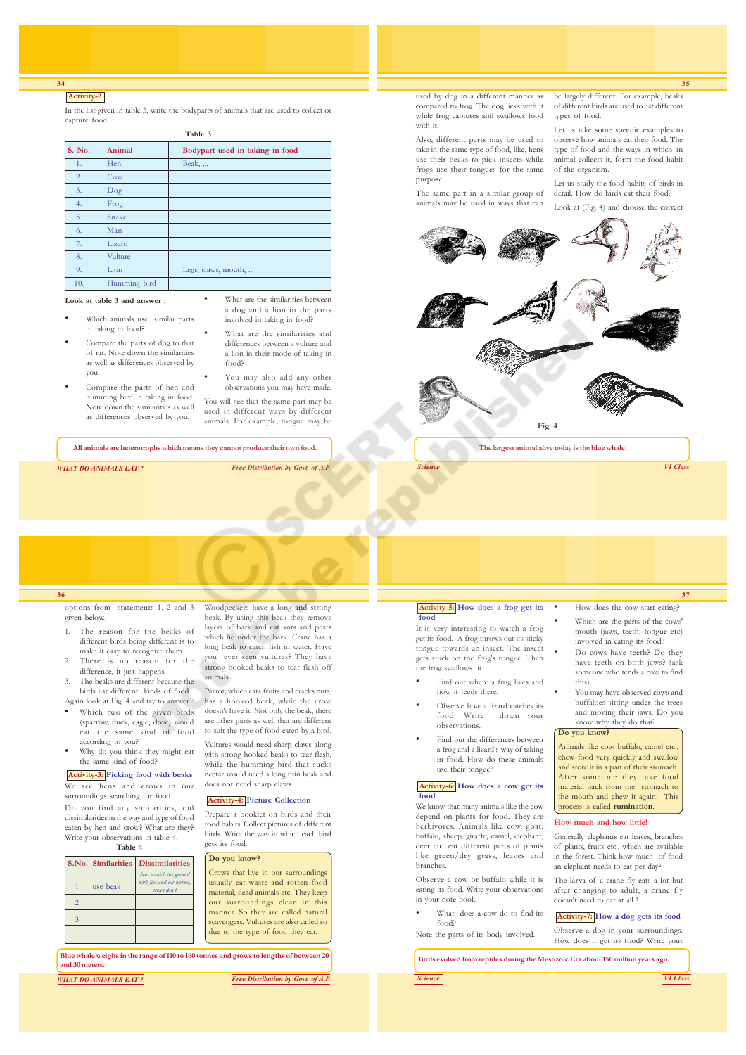**Activity-2**

In the list given in table 3, write the bodyparts of animals that are used to collect or capture food.

Table 3

| S. No. | Animal | Bodypart used in taking in food |
|---|---|---|
| 1. | Hen | Beak, ... |
| 2. | Cow | |
| 3. | Dog | |
| 4. | Frog | |
| 5. | Snake | |
| 6. | Man | |
| 7. | Lizard | |
| 8. | Vulture | |
| 9. | Lion | Legs, claws, mouth, ... |
| 10. | Humming bird | |

**Look at table 3 and answer :**

- Which animals use similar parts in taking in food?
- Compare the parts of dog to that of rat. Note down the similarities as well as differences observed by you.
- Compare the parts of hen and humming bird in taking in food. Note down the similarities as well as differences observed by you.
- What are the similarities between a dog and a lion in the parts involved in taking in food?
- What are the similarities and differences between a vulture and a lion in their mode of taking in food?
- You may also add any other observations you may have made.

You will see that the same part may be used in different ways by different animals. For example, tongue may be used by dog in a different manner as compared to frog. The dog licks with it while frog captures and swallows food with it.

Also, different parts may be used to take in the same type of food, like, hens use their beaks to pick insects while frogs use their tongues for the same purpose.

The same part in a similar group of animals may be used in ways that can be largely different. For example, beaks of different birds are used to eat different types of food.

Let us take some specific examples to observe how animals eat their food. The type of food and the ways in which an animal collects it, form the food habit of the organism.

Let us study the food habits of birds in detail. How do birds eat their food?

Look at (Fig. 4) and choose the correct

Fig. 4

All animals are heterotrophs which means they cannot produce their own food.

The largest animal alive today is the blue whale.

options from statements 1, 2 and 3 given below.

1. The reason for the beaks of different birds being different is to make it easy to recognize them.
2. There is no reason for the difference, it just happens.
3. The beaks are different because the birds eat different kinds of food.

Again look at Fig. 4 and try to answer :

- Which two of the given birds (sparrow, duck, eagle, dove) would eat the same kind of food according to you?
- Why do you think they might eat the same kind of food?

**Activity-3: Picking food with beaks**

We see hens and crows in our surroundings searching for food.

Do you find any similarities, and dissimilarities in the way and type of food eaten by hen and crow? Write your observations in table 4.

Table 4

| S.No. | Similarities | Dissimilarities |
|---|---|---|
| 1. | use beak | hens scratch the ground with feet and eat worms, crows don't |
| 2. | | |
| 3. | | |
| | | |

Woodpeckers have a long and strong beak. By using this beak they remove layers of bark and eat ants and pests which lie under the bark. Crane has a long beak to catch fish in water. Have you ever seen vultures? They have strong hooked beaks to tear flesh off animals.

Parrot, which eats fruits and cracks nuts, has a hooked beak, while the crow doesn't have it. Not only the beak, there are other parts as well that are different to suit the type of food eaten by a bird.

Vultures would need sharp claws along with strong hooking beaks to tear flesh, while the humming bird that sucks nectar would need a long thin beak and does not need sharp claws.

**Activity-4: Picture Collection**

Prepare a booklet on birds and their food habits. Collect pictures of different birds. Write the way in which each bird gets its food.

**Do you know?**

Crows that live in our surroundings usually eat waste and rotten food material, dead animals etc. They keep our surroundings clean in this manner. So they are called natural scavengers. Vultures are also called so due to the type of food they eat.

Blue whale weighs in the range of 110 to 160 tonnes and grows to lengths of between 20 and 30 meters.

**Activity-5: How does a frog get its food**

It is very interesting to watch a frog get its food. A frog throws out its sticky tongue towards an insect. The insect gets stuck on the frog's tongue. Then the frog swallows it.

- Find out where a frog lives and how it feeds there.
- Observe how a lizard catches its food. Write down your observations.
- Find out the differences between a frog and a lizard's way of taking in food. How do these animals use their tongue?

**Activity-6: How does a cow get its food**

We know that many animals like the cow depend on plants for food. They are herbivores. Animals like cow, goat, buffalo, sheep, giraffe, camel, elephant, deer etc. eat different parts of plants like green/dry grass, leaves and branches.

Observe a cow or buffalo while it is eating its food. Write your observations in your note book.

- What does a cow do to find its food?

Note the parts of its body involved.

- How does the cow start eating?
- Which are the parts of the cows' mouth (jaws, teeth, tongue etc) involved in eating its food?
- Do cows have teeth? Do they have teeth on both jaws? (ask someone who tends a cow to find this).
- You may have observed cows and buffaloes sitting under the trees and moving their jaws. Do you know why they do that?

**Do you know?**

Animals like cow, buffalo, camel etc., chew food very quickly and swallow and store it in a part of their stomach. After sometime they take food material back from the stomach to the mouth and chew it again. This process is called **rumination**.

**How much and how little!**

Generally elephants eat leaves, branches of plants, fruits etc., which are available in the forest. Think how much of food an elephant needs to eat per day?

The larva of a crane fly eats a lot but after changing to adult, a crane fly doesn't need to eat at all !

**Activity-7: How a dog gets its food**

Observe a dog in your surroundings. How does it get its food? Write your

Birds evolved from reptiles during the Mesozoic Era about 150 million years ago.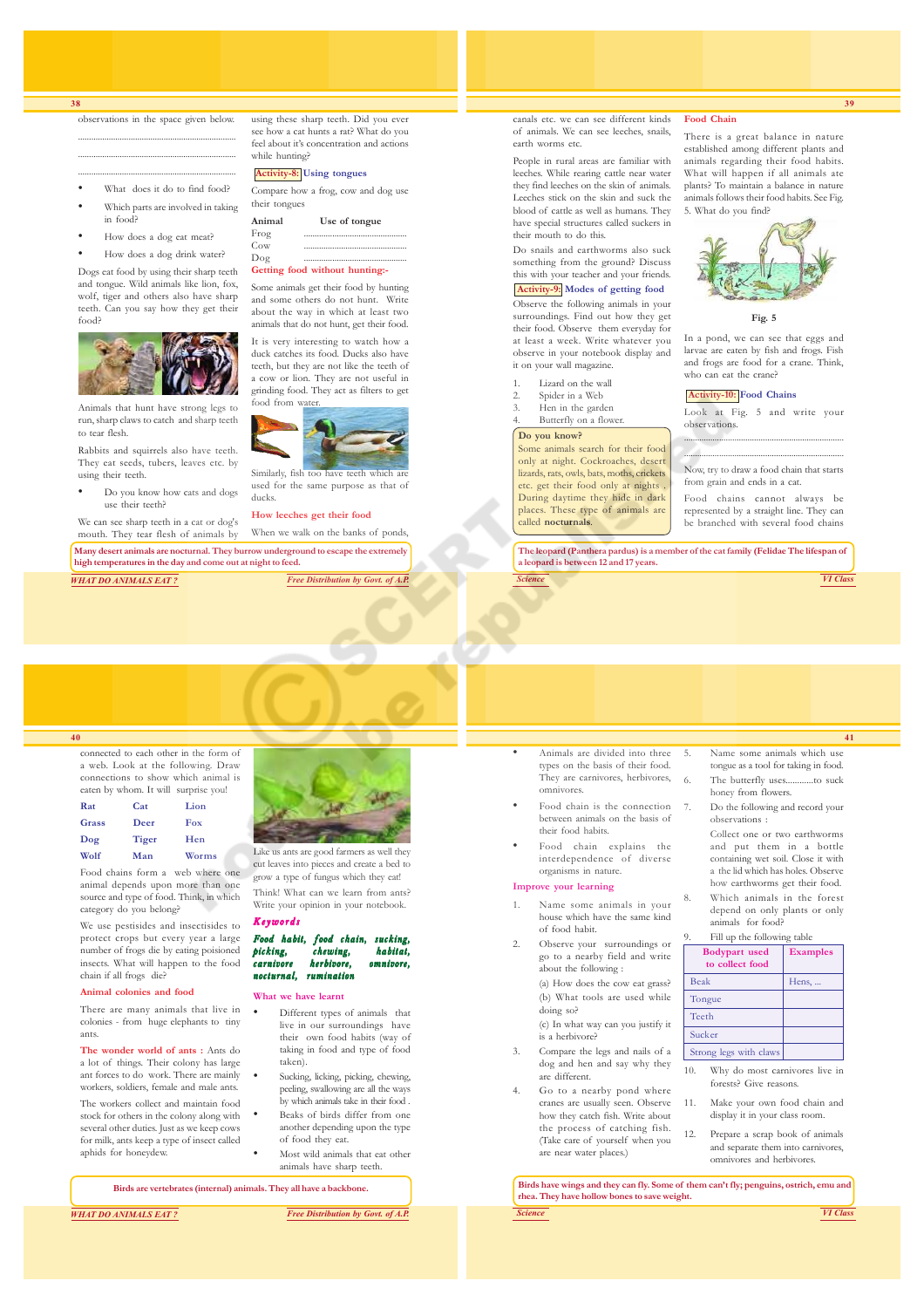observations in the space given below.

.......................................................................

.......................................................................

.......................................................................

- What does it do to find food?
- Which parts are involved in taking in food?
- How does a dog eat meat?
- How does a dog drink water?

Dogs eat food by using their sharp teeth and tongue. Wild animals like lion, fox, wolf, tiger and others also have sharp teeth. Can you say how they get their food?

Animals that hunt have strong legs to run, sharp claws to catch and sharp teeth to tear flesh.

Rabbits and squirrels also have teeth. They eat seeds, tubers, leaves etc. by using their teeth.

- Do you know how cats and dogs use their teeth?

We can see sharp teeth in a cat or dog's mouth. They tear flesh of animals by using these sharp teeth. Did you ever see how a cat hunts a rat? What do you feel about it's concentration and actions while hunting?

**Activity-8: Using tongues**

Compare how a frog, cow and dog use their tongues

| Animal | Use of tongue |
|---|---|
| Frog | .................................. |
| Cow | .................................. |
| Dog | .................................. |

**Getting food without hunting:-**

Some animals get their food by hunting and some others do not hunt. Write about the way in which at least two animals that do not hunt, get their food.

It is very interesting to watch how a duck catches its food. Ducks also have teeth, but they are not like the teeth of a cow or lion. They are not useful in grinding food. They act as filters to get food from water.

Similarly, fish too have teeth which are used for the same purpose as that of ducks.

**How leeches get their food**

When we walk on the banks of ponds,

Many desert animals are nocturnal. They burrow underground to escape the extremely high temperatures in the day and come out at night to feed.

canals etc. we can see different kinds of animals. We can see leeches, snails, earth worms etc.

People in rural areas are familiar with leeches. While rearing cattle near water they find leeches on the skin of animals. Leeches stick on the skin and suck the blood of cattle as well as humans. They have special structures called suckers in their mouth to do this.

Do snails and earthworms also suck something from the ground? Discuss this with your teacher and your friends.

**Activity-9: Modes of getting food**

Observe the following animals in your surroundings. Find out how they get their food. Observe them everyday for at least a week. Write whatever you observe in your notebook display and it on your wall magazine.

1. Lizard on the wall
2. Spider in a Web
3. Hen in the garden
4. Butterfly on a flower.

**Do you know?**

Some animals search for their food only at night. Cockroaches, desert lizards, rats, owls, bats, moths, crickets etc. get their food only at nights . During daytime they hide in dark places. These type of animals are called **nocturnals**.

**Food Chain**

There is a great balance in nature established among different plants and animals regarding their food habits. What will happen if all animals ate plants? To maintain a balance in nature animals follows their food habits. See Fig. 5. What do you find?

Fig. 5

In a pond, we can see that eggs and larvae are eaten by fish and frogs. Fish and frogs are food for a crane. Think, who can eat the crane?

**Activity-10: Food Chains**

Look at Fig. 5 and write your observations.

.......................................................................

.......................................................................

Now, try to draw a food chain that starts from grain and ends in a cat.

Food chains cannot always be represented by a straight line. They can be branched with several food chains

The leopard (Panthera pardus) is a member of the cat family (Felidae The lifespan of a leopard is between 12 and 17 years.

connected to each other in the form of a web. Look at the following. Draw connections to show which animal is eaten by whom. It will surprise you!

| | | |
|---|---|---|
| Rat | Cat | Lion |
| Grass | Deer | Fox |
| Dog | Tiger | Hen |
| Wolf | Man | Worms |

Food chains form a web where one animal depends upon more than one source and type of food. Think, in which category do you belong?

We use pestisides and insectisides to protect crops but every year a large number of frogs die by eating poisoned insects. What will happen to the food chain if all frogs die?

**Animal colonies and food**

There are many animals that live in colonies - from huge elephants to tiny ants.

**The wonder world of ants :** Ants do a lot of things. Their colony has large ant forces to do work. There are mainly workers, soldiers, female and male ants.

The workers collect and maintain food stock for others in the colony along with several other duties. Just as we keep cows for milk, ants keep a type of insect called aphids for honeydew.

Like us ants are good farmers as well they cut leaves into pieces and create a bed to grow a type of fungus which they eat!

Think! What can we learn from ants? Write your opinion in your notebook.

***Keywords***

***Food habit, food chain, sucking, picking, chewing, habitat, carnivore herbivore, omnivore, nocturnal, rumination***

**What we have learnt**

- Different types of animals that live in our surroundings have their own food habits (way of taking in food and type of food taken).
- Sucking, licking, picking, chewing, peeling, swallowing are all the ways by which animals take in their food .
- Beaks of birds differ from one another depending upon the type of food they eat.
- Most wild animals that eat other animals have sharp teeth.

Birds are vertebrates (internal) animals. They all have a backbone.

- Animals are divided into three types on the basis of their food. They are carnivores, herbivores, omnivores.
- Food chain is the connection between animals on the basis of their food habits.
- Food chain explains the interdependence of diverse organisms in nature.

**Improve your learning**

1. Name some animals in your house which have the same kind of food habit.
2. Observe your surroundings or go to a nearby field and write about the following :
   (a) How does the cow eat grass?
   (b) What tools are used while doing so?
   (c) In what way can you justify it is a herbivore?
3. Compare the legs and nails of a dog and hen and say why they are different.
4. Go to a nearby pond where cranes are usually seen. Observe how they catch fish. Write about the process of catching fish. (Take care of yourself when you are near water places.)
5. Name some animals which use tongue as a tool for taking in food.
6. The butterfly uses............to suck honey from flowers.
7. Do the following and record your observations :
   Collect one or two earthworms and put them in a bottle containing wet soil. Close it with a the lid which has holes. Observe how earthworms get their food.
8. Which animals in the forest depend on only plants or only animals for food?
9. Fill up the following table

| Bodypart used to collect food | Examples |
|---|---|
| Beak | Hens, ... |
| Tongue | |
| Teeth | |
| Sucker | |
| Strong legs with claws | |

10. Why do most carnivores live in forests? Give reasons.
11. Make your own food chain and display it in your class room.
12. Prepare a scrap book of animals and separate them into carnivores, omnivores and herbivores.

Birds have wings and they can fly. Some of them can't fly; penguins, ostrich, emu and rhea. They have hollow bones to save weight.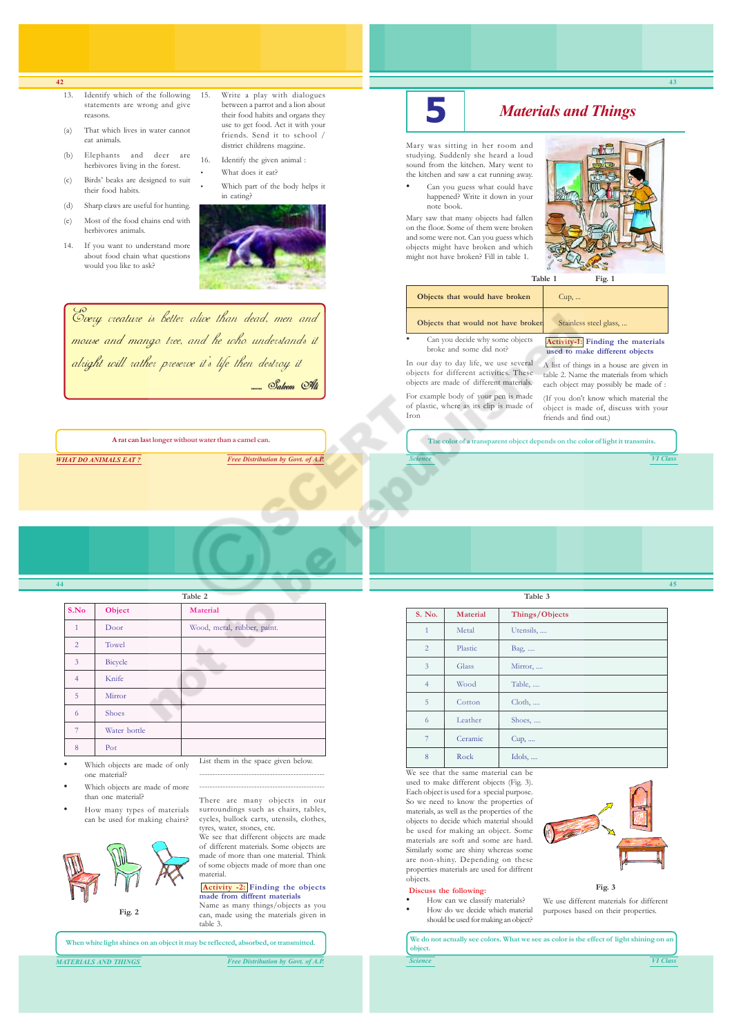13. Identify which of the following statements are wrong and give reasons.

(a) That which lives in water cannot eat animals.

(b) Elephants and deer are herbivores living in the forest.

(c) Birds' beaks are designed to suit their food habits.

(d) Sharp claws are useful for hunting.

(e) Most of the food chains end with herbivores animals.

14. If you want to understand more about food chain what questions would you like to ask?

15. Write a play with dialogues between a parrot and a lion about their food habits and organs they use to get food. Act it with your friends. Send it to school / district childrens magazine.

16. Identify the given animal :

- What does it eat?
- Which part of the body helps it in eating?

*Every creature is better alive than dead, men and mouse and mango tree, and he who understands it alright will rather preserve it's life then destroy it*

...... Saleem Ali

A rat can last longer without water than a camel can.

# 5 Materials and Things

Mary was sitting in her room and studying. Suddenly she heard a loud sound from the kitchen. Mary went to the kitchen and saw a cat running away.

- Can you guess what could have happened? Write it down in your note book.

Mary saw that many objects had fallen on the floor. Some of them were broken and some were not. Can you guess which objects might have broken and which might not have broken? Fill in table 1.

Fig. 1

Table 1

| | |
|---|---|
| Objects that would have broken | Cup, ... |
| Objects that would not have broken | Stainless steel glass, ... |

- Can you decide why some objects broke and some did not?

In our day to day life, we use several objects for different activities. These objects are made of different materials.

For example body of your pen is made of plastic, where as its clip is made of Iron

**Activity-1: Finding the materials used to make different objects**

A list of things in a house are given in table 2. Name the materials from which each object may possibly be made of :

(If you don't know which material the object is made of, discuss with your friends and find out.)

The color of a transparent object depends on the color of light it transmits.

Table 2

| S.No | Object | Material |
|---|---|---|
| 1 | Door | Wood, metal, rubber, paint. |
| 2 | Towel | |
| 3 | Bicycle | |
| 4 | Knife | |
| 5 | Mirror | |
| 6 | Shoes | |
| 7 | Water bottle | |
| 8 | Pot | |

- Which objects are made of only one material?
- Which objects are made of more than one material?
- How many types of materials can be used for making chairs?

List them in the space given below.

-----------------------------------------------

-----------------------------------------------

Fig. 2

There are many objects in our surroundings such as chairs, tables, cycles, bullock carts, utensils, clothes, tyres, water, stones, etc.

We see that different objects are made of different materials. Some objects are made of more than one material. Think of some objects made of more than one material.

**Activity -2: Finding the objects made from diffrent materials**

Name as many things/objects as you can, made using the materials given in table 3.

When white light shines on an object it may be reflected, absorbed, or transmitted.

Table 3

| S. No. | Material | Things/Objects |
|---|---|---|
| 1 | Metal | Utensils, .... |
| 2 | Plastic | Bag, .... |
| 3 | Glass | Mirror, .... |
| 4 | Wood | Table, .... |
| 5 | Cotton | Cloth, .... |
| 6 | Leather | Shoes, .... |
| 7 | Ceramic | Cup, .... |
| 8 | Rock | Idols, .... |

We see that the same material can be used to make different objects (Fig. 3). Each object is used for a special purpose. So we need to know the properties of materials, as well as the properties of the objects to decide which material should be used for making an object. Some materials are soft and some are hard. Similarly some are shiny whereas some are non-shiny. Depending on these properties materials are used for diffrent objects.

Fig. 3

**Discuss the following:**

- How can we classify materials?
- How do we decide which material should be used for making an object?

We use different materials for different purposes based on their properties.

We do not actually see colors. What we see as color is the effect of light shining on an object.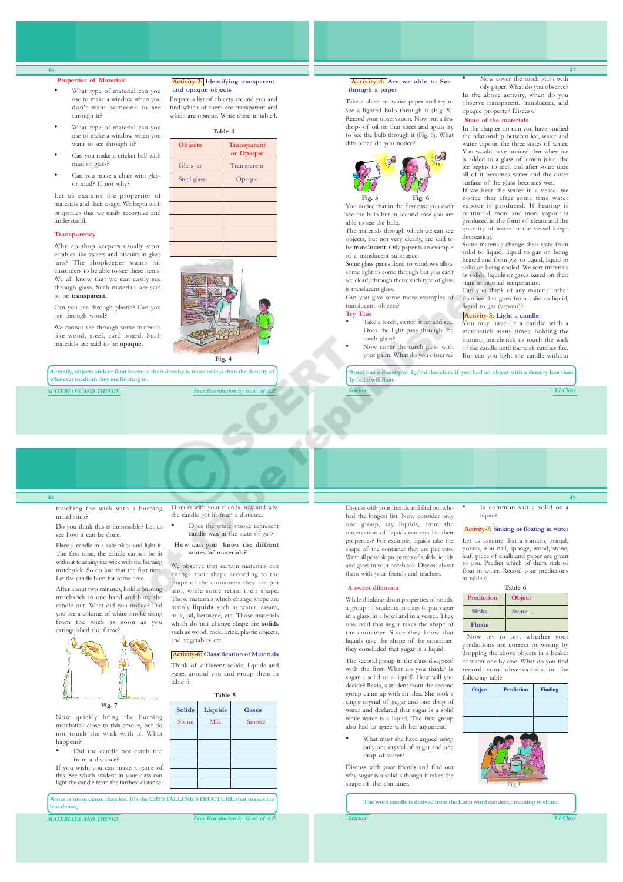## Properties of Materials

- What type of material can you use to make a window when you don't want someone to see through it?
- What type of material can you use to make a window when you want to see through it?
- Can you make a cricket ball with mud or glass?
- Can you make a chair with glass or mud? If not why?

Let us examine the properties of materials and their usage. We begin with properties that we easily recognize and understand.

### Transparency

Why do shop keepers usually store eatables like sweets and biscuits in glass jars? The shopkeeper wants his customers to be able to see these items! We all know that we can easily see through glass. Such materials are said to be **transparent.**

Can you see through plastic? Can you see through wood?

We cannot see through some materials like wood, steel, card board. Such materials are said to be **opaque.**

**Activity-3: Identifying transparent and opaque objects**

Prepare a list of objects around you and find which of them are transparent and which are opaque. Write them in table4.

Table 4

| Objects | Transparent or Opaque |
|---|---|
| Glass jar | Transparent |
| Steel glass | Opaque |
| | |
| | |
| | |
| | |
| | |

Fig. 4

Actually, objects sink or float because their density is more or less than the density of whatever medium they are floating in.

**Activity-4: Are we able to See through a paper**

Take a sheet of white paper and try to see a lighted bulb through it (Fig. 5). Record your observation. Now put a few drops of oil on that sheet and again try to see the bulb through it (Fig. 6). What difference do you notice?

Fig. 5 Fig. 6

You notice that in the first case you can't see the bulb but in second case you are able to see the bulb.

The materials through which we can see objects, but not very clearly, are said to be **translucent**. Oily paper is an example of a translucent substance.

Some glass panes fixed to windows allow some light to come through but you can't see clearly through them; such type of glass is translucent glass.

Can you give some more examples of translucent objects?

**Try This**

- Take a torch, switch it on and see. Does the light pass through the torch glass?
- Now cover the torch glass with your palm. What do you observe?
- Now cover the torch glass with oily paper. What do you observe?

In the above activity, when do you observe transparent, translucent, and opaque property? Discuss.

### State of the materials

In the chapter on rain you have studied the relationship between ice, water and water vapour, the three states of water. You would have noticed that when ice is added to a glass of lemon juice, the ice begins to melt and after some time all of it becomes water and the outer surface of the glass becomes wet.

If we heat the water in a vessel we notice that after some time water vapour is produced. If heating is continued, more and more vapour is produced in the form of steam and the quantity of water in the vessel keeps decreasing.

Some materials change their state from solid to liquid, liquid to gas on being heated and from gas to liquid, liquid to solid on being cooled. We sort materials as solids, liquids or gases based on their state at normal temperature.

Can you think of any material other than ice that goes from solid to liquid, liquid to gas (vapour)?

**Activity-5: Light a candle**

You may have lit a candle with a matchstick many times, holding the burning matchstick to touch the wick of the candle until the wick catches fire. But can you light the candle without touching the wick with a burning matchstick?

Water has a density of 1g/ml therefore if you had an object with a density less than 1g/ml it will float.

Do you think this is impossible? Let us see how it can be done.

Place a candle in a safe place and light it. The first time, the candle cannot be lit without touching the wick with the burning matchstick. So do just that the first time. Let the candle burn for some time.

After about two minutes, hold a burning matchstick in one hand and blow the candle out. What did you notice? Did you see a column of white smoke rising from the wick as soon as you extinguished the flame?

Fig. 7

Now quickly bring the burning matchstick close to this smoke, but do not touch the wick with it. What happens?

- Did the candle not catch fire from a distance?

If you wish, you can make a game of this. See which student in your class can light the candle from the farthest distance.

Discuss with your friends how and why the candle got lit from a distance.

- Does the white smoke represent candle wax in the state of gas?

**How can you know the diffrent states of materials?**

We observe that certain materials can change their shape according to the shape of the containers they are put into, while some retain their shape. Those materials which change shape are mainly **liquids** such as water, rasam, milk, oil, kerosene, etc. Those materials which do not change shape are **solids** such as wood, rock, brick, plastic objects, and vegetables etc.

**Activity-6: Classification of Materials**

Think of different solids, liquids and gases around you and group them in table 5.

Table 5

| Solids | Liquids | Gases |
|---|---|---|
| Stone | Milk | Smoke |
| | | |
| | | |
| | | |
| | | |
| | | |

Water is more dense than ice. It's the CRYSTALLINE STRUCTURE that makes ice less dense,

Discuss with your friends and find out who had the longest list. Now consider only one group, say liquids, from the observation of liquids can you list their properties? For example, liquids take the shape of the container they are put into. Write all possible properties of solids, liquids and gases in your notebook. Discuss about them with your friends and teachers.

### A sweet dilemma

While thinking about properties of solids, a group of students in class 6, put sugar in a glass, in a bowl and in a vessel. They observed that sugar takes the shape of the container. Since they know that liquids take the shape of the container, they concluded that sugar is a liquid.

The second group in the class disagreed with the first. What do you think? Is sugar a solid or a liquid? How will you decide? Razia, a student from the second group came up with an idea. She took a single crystal of sugar and one drop of water and declared that sugar is a solid while water is a liquid. The first group also had to agree with her argument.

- What must she have argued using only one crystal of sugar and one drop of water?

Discuss with your friends and find out why sugar is a solid although it takes the shape of the container.

- Is common salt a solid or a liquid?

**Activity-7: Sinking or floating in water**

Let us assume that a tomato, brinjal, potato, iron nail, sponge, wood, stone, leaf, piece of chalk and paper are given to you. You predict which of them sink or float in water. Record your predictions in table 6.

Table 6

| Prediction | Object |
|---|---|
| Sinks | Stone ... |
| Floats | |

Now try to test whether your predictions are correct or wrong by dropping the above objects in a beaker of water one by one. What do you find record your observations in the following table.

| Object | Prediction | Finding |
|---|---|---|
| | | |
| | | |

Fig. 8

The word candle is derived from the Latin word candere, meaning to shine.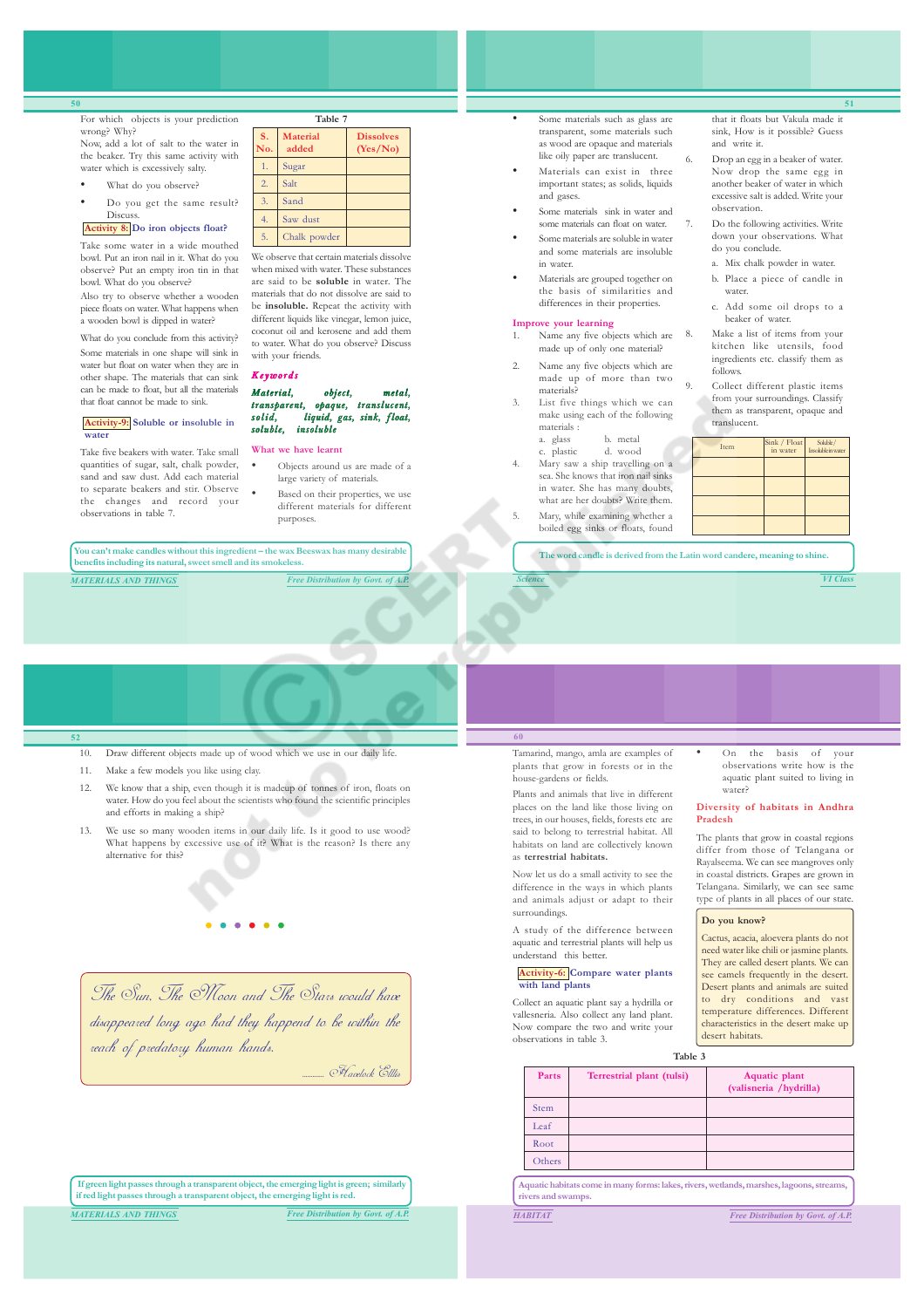For which objects is your prediction wrong? Why?

Now, add a lot of salt to the water in the beaker. Try this same activity with water which is excessively salty.

- What do you observe?
- Do you get the same result? Discuss.

**Activity 8:** Do iron objects float?

Take some water in a wide mouthed bowl. Put an iron nail in it. What do you observe? Put an empty iron tin in that bowl. What do you observe?

Also try to observe whether a wooden piece floats on water. What happens when a wooden bowl is dipped in water?

What do you conclude from this activity?

Some materials in one shape will sink in water but float on water when they are in other shape. The materials that can sink can be made to float, but all the materials that float cannot be made to sink.

**Activity-9:** Soluble or insoluble in water

Take five beakers with water. Take small quantities of sugar, salt, chalk powder, sand and saw dust. Add each material to separate beakers and stir. Observe the changes and record your observations in table 7.

Table 7

| S. No. | Material added | Dissolves (Yes/No) |
|---|---|---|
| 1. | Sugar | |
| 2. | Salt | |
| 3. | Sand | |
| 4. | Saw dust | |
| 5. | Chalk powder | |

We observe that certain materials dissolve when mixed with water. These substances are said to be **soluble** in water. The materials that do not dissolve are said to be **insoluble.** Repeat the activity with different liquids like vinegar, lemon juice, coconut oil and kerosene and add them to water. What do you observe? Discuss with your friends.

## Keywords

***Material, object, metal, transparent, opaque, translucent, solid, liquid, gas, sink, float, soluble, insoluble***

## What we have learnt

- Objects around us are made of a large variety of materials.
- Based on their properties, we use different materials for different purposes.
- Some materials such as glass are transparent, some materials such as wood are opaque and materials like oily paper are translucent.
- Materials can exist in three important states; as solids, liquids and gases.
- Some materials sink in water and some materials can float on water.
- Some materials are soluble in water and some materials are insoluble in water.
- Materials are grouped together on the basis of similarities and differences in their properties.

You can't make candles without this ingredient – the wax Beeswax has many desirable benefits including its natural, sweet smell and its smokeless.

## Improve your learning

1. Name any five objects which are made up of only one material?
2. Name any five objects which are made up of more than two materials?
3. List five things which we can make using each of the following materials :
   a. glass  b. metal
   c. plastic  d. wood
4. Mary saw a ship travelling on a sea. She knows that iron nail sinks in water. She has many doubts, what are her doubts? Write them.
5. Mary, while examining whether a boiled egg sinks or floats, found that it floats but Vakula made it sink, How is it possible? Guess and write it.
6. Drop an egg in a beaker of water. Now drop the same egg in another beaker of water in which excessive salt is added. Write your observation.
7. Do the following activities. Write down your observations. What do you conclude.
   a. Mix chalk powder in water.
   b. Place a piece of candle in water.
   c. Add some oil drops to a beaker of water.
8. Make a list of items from your kitchen like utensils, food ingredients etc. classify them as follows.
9. Collect different plastic items from your surroundings. Classify them as transparent, opaque and translucent.

| Item | Sink / Float in water | Soluble/ insoluble in water |
|---|---|---|
| | | |
| | | |
| | | |
| | | |

10. Draw different objects made up of wood which we use in our daily life.
11. Make a few models you like using clay.
12. We know that a ship, even though it is madeup of tonnes of iron, floats on water. How do you feel about the scientists who found the scientific principles and efforts in making a ship?
13. We use so many wooden items in our daily life. Is it good to use wood? What happens by excessive use of it? What is the reason? Is there any alternative for this?

The word candle is derived from the Latin word candere, meaning to shine.

*The Sun, The Moon and The Stars would have disappeared long ago had they happend to be within the reach of predatory human hands.*

........ *Havelock Ellis*

If green light passes through a transparent object, the emerging light is green; similarly if red light passes through a transparent object, the emerging light is red.

Tamarind, mango, amla are examples of plants that grow in forests or in the house-gardens or fields.

Plants and animals that live in different places on the land like those living on trees, in our houses, fields, forests etc are said to belong to terrestrial habitat. All habitats on land are collectively known as **terrestrial habitats.**

Now let us do a small activity to see the difference in the ways in which plants and animals adjust or adapt to their surroundings.

A study of the difference between aquatic and terrestrial plants will help us understand this better.

**Activity-6:** Compare water plants with land plants

Collect an aquatic plant say a hydrilla or vallesneria. Also collect any land plant. Now compare the two and write your observations in table 3.

Table 3

| Parts | Terrestrial plant (tulsi) | Aquatic plant (valisneria /hydrilla) |
|---|---|---|
| Stem | | |
| Leaf | | |
| Root | | |
| Others | | |

- On the basis of your observations write how is the aquatic plant suited to living in water?

## Diversity of habitats in Andhra Pradesh

The plants that grow in coastal regions differ from those of Telangana or Rayalseema. We can see mangroves only in coastal districts. Grapes are grown in Telangana. Similarly, we can see same type of plants in all places of our state.

**Do you know?**

Cactus, acacia, aloevera plants do not need water like chili or jasmine plants. They are called desert plants. We can see camels frequently in the desert. Desert plants and animals are suited to dry conditions and vast temperature differences. Different characteristics in the desert make up desert habitats.

Aquatic habitats come in many forms: lakes, rivers, wetlands, marshes, lagoons, streams, rivers and swamps.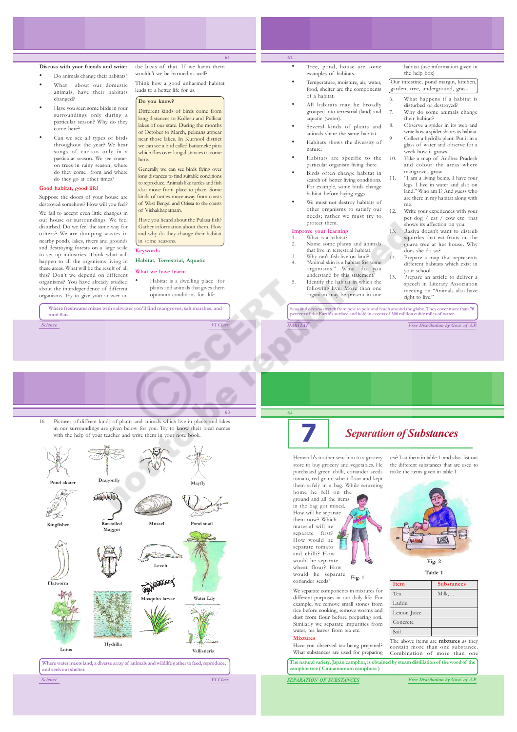**Discuss with your friends and write:**

- Do animals change their habitats?
- What about our domestic animals, have their habitats changed?
- Have you seen some birds in your surroundings only during a particular season? Why do they come here?
- Can we see all types of birds throughout the year? We hear songs of cuckoo only in a particular season. We see cranes on trees in rainy season, where do they come from and where do they go at other times?

## Good habitat, good life!

Suppose the doors of your house are destroyed somehow? How will you feel? We fail to accept even little changes in our house or surroundings. We feel disturbed. Do we feel the same way for others? We are dumping wastes in nearby ponds, lakes, rivers and grounds and destroying forests on a large scale to set up industries. Think what will happen to all the organisms living in these areas. What will be the result of all this? Don't we depend on different organisms? You have already studied about the interdependence of different organisms. Try to give your answer on the basis of that. If we harm them wouldn't we be harmed as well?

Think how a good unharmed habitat leads to a better life for us.

**Do you know?**

Different kinds of birds come from long distances to Kolleru and Pullicat lakes of our state. During the months of October to March, pelicans appear near those lakes. In Kurnool district we can see a bird called battameke pitta which flies over long distances to come here.

Generally we can see birds flying over long distances to find suitable conditions to reproduce. Animals like turtles and fish also move from place to place. Some kinds of turtles move away from coasts of West Bengal and Orissa to the coasts of Vishakhapatnam.

Have you heard about the Pulasa fish? Gather information about them. How and why do they change their habitat in some seasons.

## Keywords

**Habitat, Terrestrial, Aquatic**

## What we have learnt

- Habitat is a dwelling place for plants and animals that gives them optimum conditions for life.
- Tree, pond, house are some examples of habitats.
- Temperature, moisture, air, water, food, shelter are the components of a habitat.
- All habitats may be broadly grouped into terrestrial (land) and aquatic (water).
- Several kinds of plants and animals share the same habitat.
- Habitats shows the diversity of nature.
- Habitats are specific to the particular organism living there.
- Birds often change habitat in search of better living conditions. For example, some birds change habitat before laying eggs.
- We must not destroy habitats of other organisms to satisfy our needs; rather we must try to protect them.

Where freshwater mixes with saltwater you'll find mangroves, salt marshes, and mud flats.

## Improve your learning

1. What is a habitat?
2. Name some plants and animals that live in terrestrial habitat.
3. Why can't fish live on land?
4. "Animal skin is a habitat for some organisms." What do you understand by this statement?
5. Identify the habitat in which the following live. More than one organism may be present in one habitat (use information given in the help box)

   Our intestine, pond margin, kitchen, garden, tree, underground, grass

6. What happens if a habitat is disturbed or destroyed?
7. Why do some animals change their habitat?
8. Observe a spider in its web and write how a spider shares its habitat.
9. Collect a hydrilla plant. Put it in a glass of water and observe for a week how it grows.
10. Take a map of Andhra Pradesh and colour the areas where mangroves grow.
11. "I am a living being. I have four legs. I live in water and also on land." Who am I? And guess who are there in my habitat along with me.
12. Write your experiences with your pet dog / cat / cow etc. that shows its affection on you.
13. Raziya doesn't want to distrub squirrles that eat fruits on the guava tree at her house. Why does she do so?
14. Prepare a map that represents different habitats which exist in your school.
15. Prepare an article to deliver a speech in Literary Association meeting on "Animals also have right to live."

Seas and oceans stretch from pole to pole and reach around the globe. They cover more than 70 percent of the Earth's surface and hold in excess of 300 million cubic miles of water.

16. Pictures of diffrent kinds of plants and animals which live in plants and lakes in our surroundings are given below for you. Try to know their local names with the help of your teacher and write them in your note book.

Pond skater

Dragonfly

Mayfly

Kingfisher

Rat-tailed Maggot

Mussel

Pond snail

Flatworm

Leech

Mosquito larvae

Water Lily

Lotus

Hydrilla

Vallisneria

Where water meets land, a diverse array of animals and wildlife gather to feed, reproduce, and seek out shelter.

# 7 Separation of Substances

Hemanth's mother sent him to a grocery store to buy grocery and vegetables. He purchased green chilli, coriander seeds tomato, red gram, wheat flour and kept them safely in a bag. While returning home he fell on the ground and all the items in the bag got mixed. How will he separate them now? Which material will he separate first? How would he separate tomato and chilli? How would he separate wheat flour? How would he separate coriander seeds?

Fig. 1

We separate components in mixtures for different purposes in our daily life. For example, we remove small stones from rice before cooking, remove worms and dust from flour before preparing roti. Similarly we separate impurities from water, tea leaves from tea etc.

## Mixtures

Have you observed tea being prepared? What substances are used for preparing tea? List them in table 1. and also list out the different substances that are used to make the items given in table 1.

Fig. 2

Table 1

| Item | Substances |
|---|---|
| Tea | Milk, ... |
| Laddu | |
| Lemon Juice | |
| Concrete | |
| Soil | |

The above items are **mixtures** as they contain more than one substance. Combination of more than one

The natural variety, Japan camphor, is obtained by steam distillation of the wood of the camphor tree ( Cinnamomum camphora )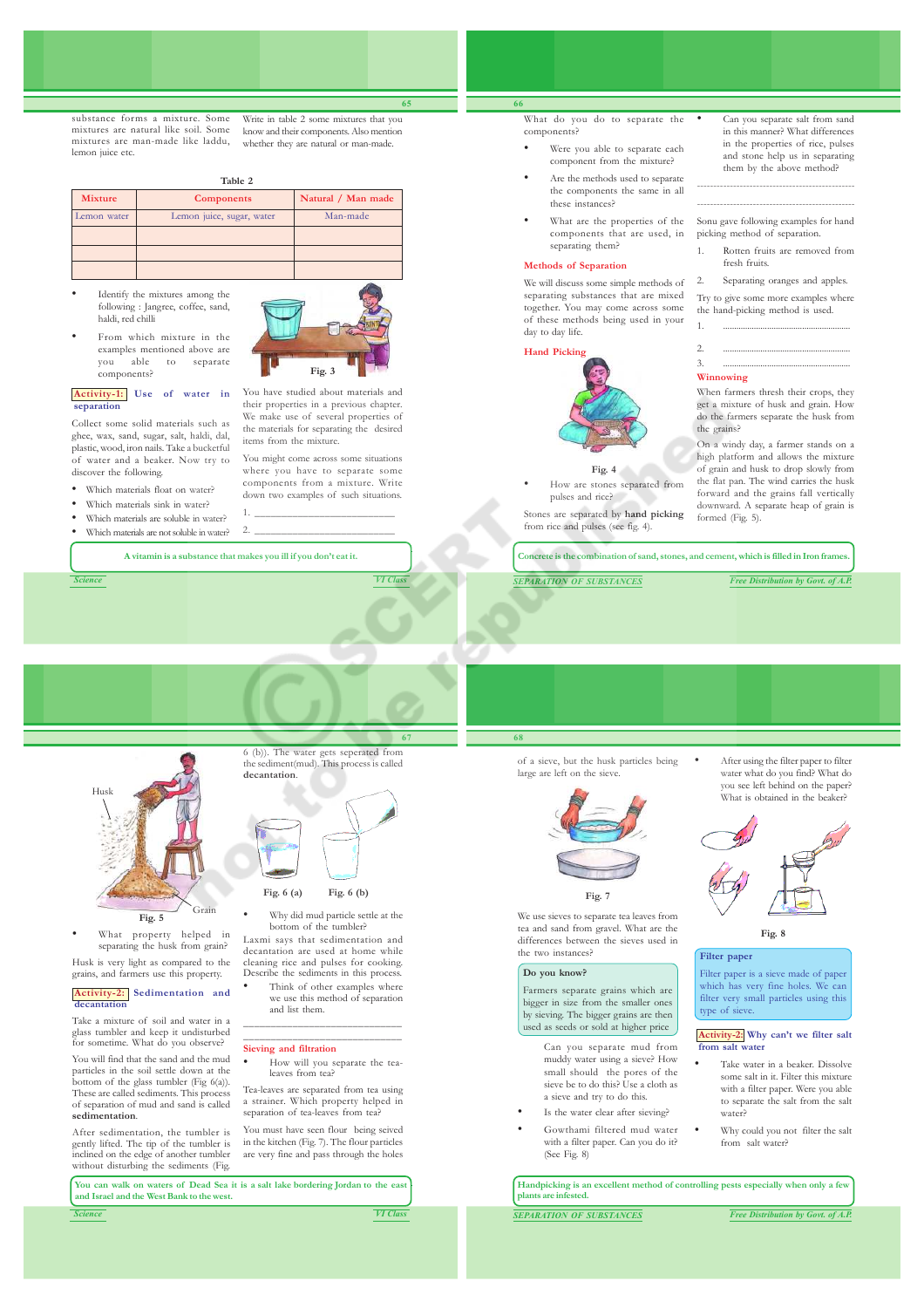substance forms a mixture. Some mixtures are natural like soil. Some mixtures are man-made like laddu, lemon juice etc.

Write in table 2 some mixtures that you know and their components. Also mention whether they are natural or man-made.

Table 2

| Mixture | Components | Natural / Man made |
|---|---|---|
| Lemon water | Lemon juice, sugar, water | Man-made |
| | | |
| | | |
| | | |

- Identify the mixtures among the following : Jangree, coffee, sand, haldi, red chilli
- From which mixture in the examples mentioned above are you able to separate components?

Fig. 3

**Activity-1: Use of water in separation**

Collect some solid materials such as ghee, wax, sand, sugar, salt, haldi, dal, plastic, wood, iron nails. Take a bucketful of water and a beaker. Now try to discover the following.

- Which materials float on water?
- Which materials sink in water?
- Which materials are soluble in water?
- Which materials are not soluble in water?

You have studied about materials and their properties in a previous chapter. We make use of several properties of the materials for separating the desired items from the mixture.

You might come across some situations where you have to separate some components from a mixture. Write down two examples of such situations.

1. ___________________________
2. ___________________________

A vitamin is a substance that makes you ill if you don't eat it.

What do you do to separate the components?

- Were you able to separate each component from the mixture?
- Are the methods used to separate the components the same in all these instances?
- What are the properties of the components that are used, in separating them?

## Methods of Separation

We will discuss some simple methods of separating substances that are mixed together. You may come across some of these methods being used in your day to day life.

### Hand Picking

Fig. 4

- How are stones separated from pulses and rice?

Stones are separated by **hand picking** from rice and pulses (see fig. 4).

- Can you separate salt from sand in this manner? What differences in the properties of rice, pulses and stone help us in separating them by the above method?

-----------------------------------------------

-----------------------------------------------

Sonu gave following examples for hand picking method of separation.

1. Rotten fruits are removed from fresh fruits.
2. Separating oranges and apples.

Try to give some more examples where the hand-picking method is used.

1. ..............................................................
2. ..............................................................
3. ..............................................................

### Winnowing

When farmers thresh their crops, they get a mixture of husk and grain. How do the farmers separate the husk from the grains?

On a windy day, a farmer stands on a high platform and allows the mixture of grain and husk to drop slowly from the flat pan. The wind carries the husk forward and the grains fall vertically downward. A separate heap of grain is formed (Fig. 5).

Concrete is the combination of sand, stones, and cement, which is filled in Iron frames.

Husk

Grain

Fig. 5

- What property helped in separating the husk from grain?

Husk is very light as compared to the grains, and farmers use this property.

**Activity-2: Sedimentation and decantation**

Take a mixture of soil and water in a glass tumbler and keep it undisturbed for sometime. What do you observe?

You will find that the sand and the mud particles in the soil settle down at the bottom of the glass tumbler (Fig 6(a)). These are called sediments. This process of separation of mud and sand is called **sedimentation**.

After sedimentation, the tumbler is gently lifted. The tip of the tumbler is inclined on the edge of another tumbler without disturbing the sediments (Fig. 6 (b)). The water gets seperated from the sediment(mud). This process is called **decantation**.

Fig. 6 (a)  Fig. 6 (b)

- Why did mud particle settle at the bottom of the tumbler?

Laxmi says that sedimentation and decantation are used at home while cleaning rice and pulses for cooking. Describe the sediments in this process.

- Think of other examples where we use this method of separation and list them.

_________________________________

_________________________________

### Sieving and filtration

- How will you separate the tea-leaves from tea?

Tea-leaves are separated from tea using a strainer. Which property helped in separation of tea-leaves from tea?

You must have seen flour being seived in the kitchen (Fig. 7). The flour particles are very fine and pass through the holes of a sieve, but the husk particles being large are left on the sieve.

Fig. 7

We use sieves to separate tea leaves from tea and sand from gravel. What are the differences between the sieves used in the two instances?

**Do you know?**

Farmers separate grains which are bigger in size from the smaller ones by sieving. The bigger grains are then used as seeds or sold at higher price

Can you separate mud from muddy water using a sieve? How small should the pores of the sieve be to do this? Use a cloth as a sieve and try to do this.

- Is the water clear after sieving?
- Gowthami filtered mud water with a filter paper. Can you do it? (See Fig. 8)
- After using the filter paper to filter water what do you find? What do you see left behind on the paper? What is obtained in the beaker?

Fig. 8

**Filter paper**

Filter paper is a sieve made of paper which has very fine holes. We can filter very small particles using this type of sieve.

**Activity-2: Why can't we filter salt from salt water**

- Take water in a beaker. Dissolve some salt in it. Filter this mixture with a filter paper. Were you able to separate the salt from the salt water?
- Why could you not filter the salt from salt water?

You can walk on waters of Dead Sea it is a salt lake bordering Jordan to the east and Israel and the West Bank to the west.

Handpicking is an excellent method of controlling pests especially when only a few plants are infested.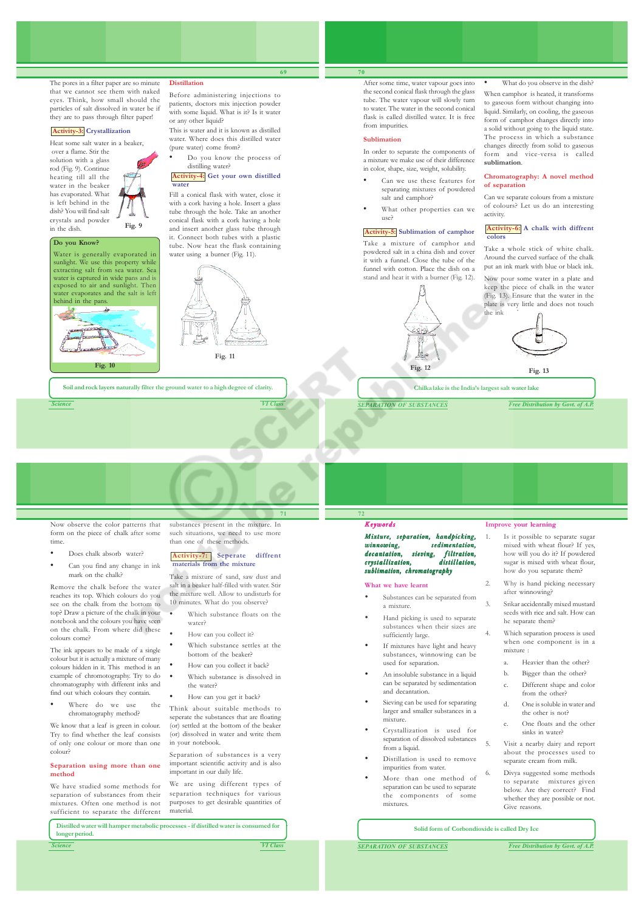The pores in a filter paper are so minute that we cannot see them with naked eyes. Think, how small should the particles of salt dissolved in water be if they are to pass through filter paper!

### Activity-3: Crystallization

Heat some salt water in a beaker, over a flame. Stir the solution with a glass rod (Fig. 9). Continue heating till all the water in the beaker has evaporated. What is left behind in the dish? You will find salt crystals and powder in the dish.

Fig. 9

**Do you Know?**

Water is generally evaporated in sunlight. We use this property while extracting salt from sea water. Sea water is captured in wide pans and is exposed to air and sunlight. Then water evaporates and the salt is left behind in the pans.

Fig. 10

### Distillation

Before administering injections to patients, doctors mix injection powder with some liquid. What is it? Is it water or any other liquid?

This is water and it is known as distilled water. Where does this distilled water (pure water) come from?

- Do you know the process of distilling water?

### Activity-4: Get your own distilled water

Fill a conical flask with water, close it with a cork having a hole. Insert a glass tube through the hole. Take an another conical flask with a cork having a hole and insert another glass tube through it. Connect both tubes with a plastic tube. Now heat the flask containing water using a burner (Fig. 11).

Fig. 11

Soil and rock layers naturally filter the ground water to a high degree of clarity.

After some time, water vapour goes into the second conical flask through the glass tube. The water vapour will slowly turn to water. The water in the second conical flask is called distilled water. It is free from impurities.

### Sublimation

In order to separate the components of a mixture we make use of their difference in color, shape, size, weight, solubility.

- Can we use these features for separating mixtures of powdered salt and camphor?
- What other properties can we use?

### Activity-5: Sublimation of camphor

Take a mixture of camphor and powdered salt in a china dish and cover it with a funnel. Close the tube of the funnel with cotton. Place the dish on a stand and heat it with a burner (Fig. 12).

Fig. 12

- What do you observe in the dish?

When camphor is heated, it transforms to gaseous form without changing into liquid. Similarly, on cooling, the gaseous form of camphor changes directly into a solid without going to the liquid state. The process in which a substance changes directly from solid to gaseous form and vice-versa is called **sublimation**.

### Chromatography: A novel method of separation

Can we separate colours from a mixture of colours? Let us do an interesting activity.

### Activity-6: A chalk with diffrent colors

Take a whole stick of white chalk. Around the curved surface of the chalk put an ink mark with blue or black ink.

Now pour some water in a plate and keep the piece of chalk in the water (Fig. 13). Ensure that the water in the plate is very little and does not touch the ink

Fig. 13

Chilka lake is the India's largest salt water lake

Now observe the color patterns that form on the piece of chalk after some time.

- Does chalk absorb water?
- Can you find any change in ink mark on the chalk?

Remove the chalk before the water reaches its top. Which colours do you see on the chalk from the bottom to top? Draw a picture of the chalk in your notebook and the colours you have seen on the chalk. From where did these colours come?

The ink appears to be made of a single colour but it is actually a mixture of many colours hidden in it. This method is an example of chromotography. Try to do chromatography with different inks and find out which colours they contain.

- Where do we use the chromatography method?

We know that a leaf is green in colour. Try to find whether the leaf consists of only one colour or more than one colour?

### Separation using more than one method

We have studied some methods for separation of substances from their mixtures. Often one method is not sufficient to separate the different substances present in the mixture. In such situations, we need to use more than one of these methods.

### Activity-7: Seperate diffrent materials from the mixture

Take a mixture of sand, saw dust and salt in a beaker half-filled with water. Stir the mixture well. Allow to undisturb for 10 minutes. What do you observe?

- Which substance floats on the water?
- How can you collect it?
- Which substance settles at the bottom of the beaker?
- How can you collect it back?
- Which substance is dissolved in the water?
- How can you get it back?

Think about suitable methods to seperate the substances that are floating (or) settled at the bottom of the beaker (or) dissolved in water and write them in your notebook.

Separation of substances is a very important scientific activity and is also important in our daily life.

We are using different types of separation techniques for various purposes to get desirable quantities of material.

Distilled water will hamper metabolic processes - if distilled water is consumed for longer period.

### Keywords

***Mixture, separation, handpicking, winnowing, sedimentation, decantation, sieving, filtration, crystallization, distillation, sublimation, chromatography***

### What we have learnt

- Substances can be separated from a mixture.
- Hand picking is used to separate substances when their sizes are sufficiently large.
- If mixtures have light and heavy substances, winnowing can be used for separation.
- An insoluble substance in a liquid can be separated by sedimentation and decantation.
- Sieving can be used for separating larger and smaller substances in a mixture.
- Crystallization is used for separation of dissolved substances from a liquid.
- Distillation is used to remove impurities from water.
- More than one method of separation can be used to separate the components of some mixtures.

### Improve your learning

1. Is it possible to separate sugar mixed with wheat flour? If yes, how will you do it? If powdered sugar is mixed with wheat flour, how do you separate them?
2. Why is hand picking necessary after winnowing?
3. Srikar accidentally mixed mustard seeds with rice and salt. How can he separate them?
4. Which separation process is used when one component is in a mixture :
   a. Heavier than the other?
   b. Bigger than the other?
   c. Different shape and color from the other?
   d. One is soluble in water and the other is not?
   e. One floats and the other sinks in water?
5. Visit a nearby dairy and report about the processes used to separate cream from milk.
6. Divya suggested some methods to separate mixtures given below. Are they correct? Find whether they are possible or not. Give reasons.

Solid form of Corbondioxide is called Dry Ice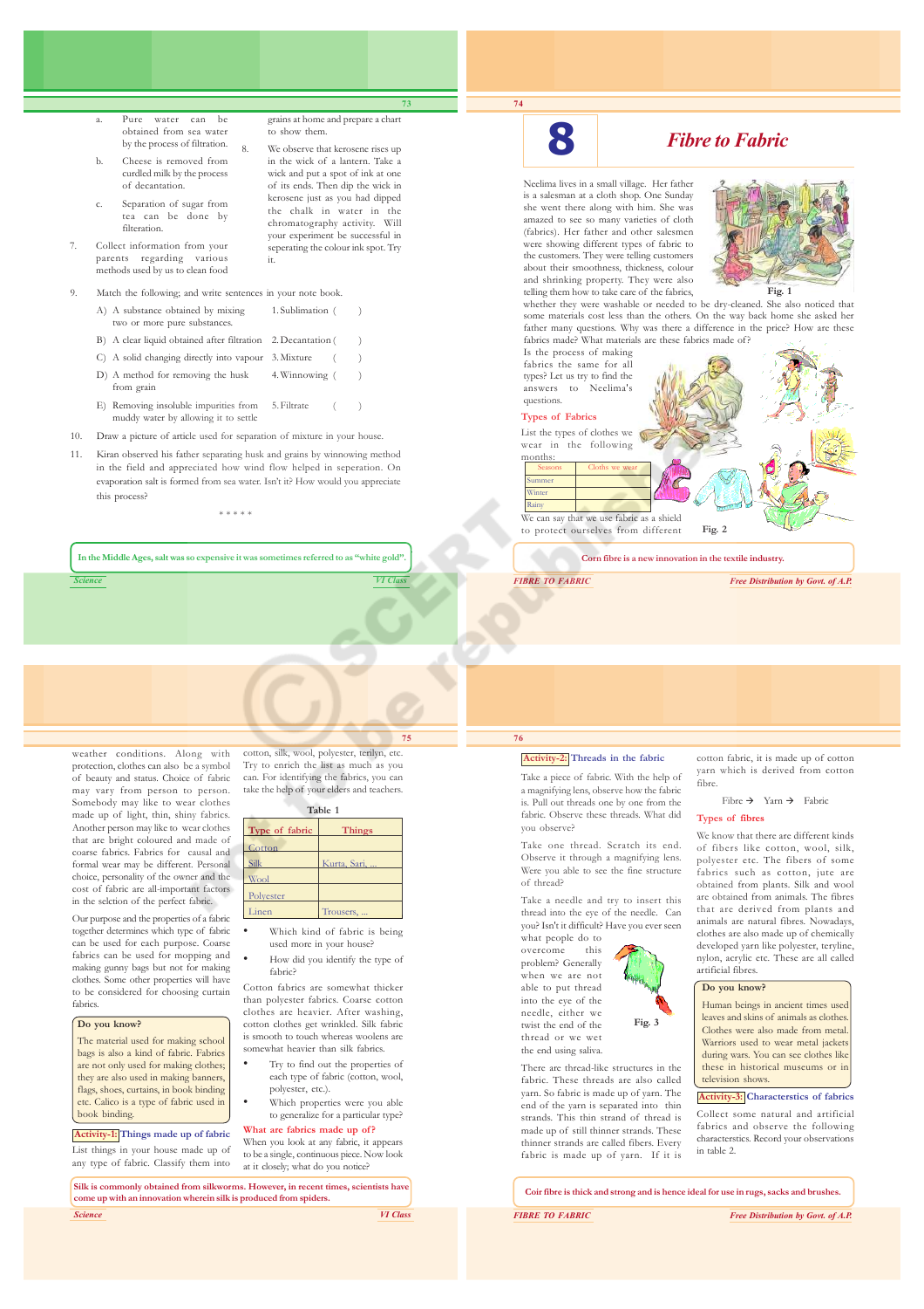a. Pure water can be obtained from sea water by the process of filtration.

b. Cheese is removed from curdled milk by the process of decantation.

c. Separation of sugar from tea can be done by filtration.

7. Collect information from your parents regarding various methods used by us to clean food grains at home and prepare a chart to show them.

8. We observe that kerosene rises up in the wick of a lantern. Take a wick and put a spot of ink at one of its ends. Then dip the wick in kerosene just as you had dipped the chalk in water in the chromatography activity. Will your experiment be successful in seperating the colour ink spot. Try it.

9. Match the following; and write sentences in your note book.

| | |
|---|---|
| A) A substance obtained by mixing two or more pure substances. | 1. Sublimation ( ) |
| B) A clear liquid obtained after filtration | 2. Decantation ( ) |
| C) A solid changing directly into vapour | 3. Mixture ( ) |
| D) A method for removing the husk from grain | 4. Winnowing ( ) |
| E) Removing insoluble impurities from muddy water by allowing it to settle | 5. Filtrate ( ) |

10. Draw a picture of article used for separation of mixture in your house.

11. Kiran observed his father separating husk and grains by winnowing method in the field and appreciated how wind flow helped in seperation. On evaporation salt is formed from sea water. Isn't it? How would you appreciate this process?

\* \* \* \* \*

In the Middle Ages, salt was so expensive it was sometimes referred to as "white gold".

# 8 Fibre to Fabric

Neelima lives in a small village. Her father is a salesman at a cloth shop. One Sunday she went there along with him. She was amazed to see so many varieties of cloth (fabrics). Her father and other salesmen were showing different types of fabric to the customers. They were telling customers about their smoothness, thickness, colour and shrinking property. They were also telling them how to take care of the fabrics, whether they were washable or needed to be dry-cleaned. She also noticed that some materials cost less than the others. On the way back home she asked her father many questions. Why was there a difference in the price? How are these fabrics made? What materials are these fabrics made of?

Fig. 1

Is the process of making fabrics the same for all types? Let us try to find the answers to Neelima's questions.

## Types of Fabrics

List the types of clothes we wear in the following months:

| Seasons | Cloths we wear |
|---|---|
| Summer | |
| Winter | |
| Rainy | |

Fig. 2

We can say that we use fabric as a shield to protect ourselves from different weather conditions. Along with protection, clothes can also be a symbol of beauty and status. Choice of fabric may vary from person to person. Somebody may like to wear clothes made up of light, thin, shiny fabrics. Another person may like to wear clothes that are bright coloured and made of coarse fabrics. Fabrics for causal and formal wear may be different. Personal choice, personality of the owner and the cost of fabric are all-important factors in the selction of the perfect fabric.

Our purpose and the properties of a fabric together determines which type of fabric can be used for each purpose. Coarse fabrics can be used for mopping and making gunny bags but not for making clothes. Some other properties will have to be considered for choosing curtain fabrics.

**Do you know?**

The material used for making school bags is also a kind of fabric. Fabrics are not only used for making clothes; they are also used in making banners, flags, shoes, curtains, in book binding etc. Calico is a type of fabric used in book binding.

Corn fibre is a new innovation in the textile industry.

### Activity-1: Things made up of fabric

List things in your house made up of any type of fabric. Classify them into cotton, silk, wool, polyester, terilyn, etc. Try to enrich the list as much as you can. For identifying the fabrics, you can take the help of your elders and teachers.

**Table 1**

| Type of fabric | Things |
|---|---|
| Cotton | |
| Silk | Kurta, Sari, ... |
| Wool | |
| Polyester | |
| Linen | Trousers, ... |

- Which kind of fabric is being used more in your house?
- How did you identify the type of fabric?

Cotton fabrics are somewhat thicker than polyester fabrics. Coarse cotton clothes are heavier. After washing, cotton clothes get wrinkled. Silk fabric is smooth to touch whereas woolens are somewhat heavier than silk fabrics.

- Try to find out the properties of each type of fabric (cotton, wool, polyester, etc.).
- Which properties were you able to generalize for a particular type?

## What are fabrics made up of?

When you look at any fabric, it appears to be a single, continuous piece. Now look at it closely; what do you notice?

Silk is commonly obtained from silkworms. However, in recent times, scientists have come up with an innovation wherein silk is produced from spiders.

### Activity-2: Threads in the fabric

Take a piece of fabric. With the help of a magnifying lens, observe how the fabric is. Pull out threads one by one from the fabric. Observe these threads. What did you observe?

Take one thread. Scratch its end. Observe it through a magnifying lens. Were you able to see the fine structure of thread?

Take a needle and try to insert this thread into the eye of the needle. Can you? Isn't it difficult? Have you ever seen what people do to overcome this problem? Generally when we are not able to put thread into the eye of the needle, either we twist the end of the thread or we wet the end using saliva.

Fig. 3

There are thread-like structures in the fabric. These threads are also called yarn. So fabric is made up of yarn. The end of the yarn is separated into thin strands. This thin strand of thread is made up of still thinner strands. These thinner strands are called fibers. Every fabric is made up of yarn. If it is cotton fabric, it is made up of cotton yarn which is derived from cotton fibre.

Fibre → Yarn → Fabric

## Types of fibres

We know that there are different kinds of fibers like cotton, wool, silk, polyester etc. The fibers of some fabrics such as cotton, jute are obtained from plants. Silk and wool are obtained from animals. The fibres that are derived from plants and animals are natural fibres. Nowadays, clothes are also made up of chemically developed yarn like polyester, teryline, nylon, acrylic etc. These are all called artificial fibres.

**Do you know?**

Human beings in ancient times used leaves and skins of animals as clothes. Clothes were also made from metal. Warriors used to wear metal jackets during wars. You can see clothes like these in historical museums or in television shows.

### Activity-3: Characterstics of fabrics

Collect some natural and artificial fabrics and observe the following characterstics. Record your observations in table 2.

Coir fibre is thick and strong and is hence ideal for use in rugs, sacks and brushes.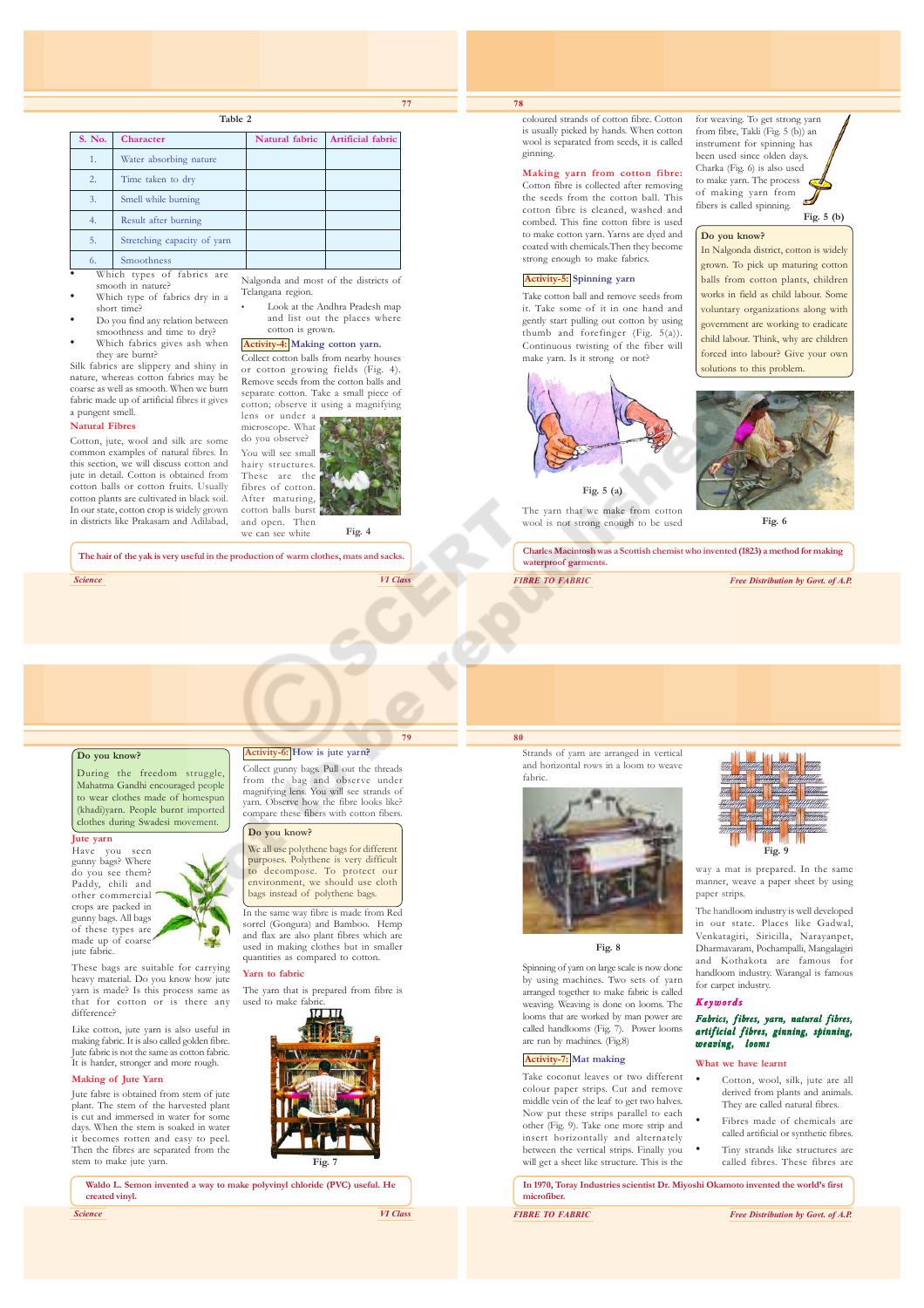Table 2

| S. No. | Character | Natural fabric | Artificial fabric |
|---|---|---|---|
| 1. | Water absorbing nature | | |
| 2. | Time taken to dry | | |
| 3. | Smell while burning | | |
| 4. | Result after burning | | |
| 5. | Stretching capacity of yarn | | |
| 6. | Smoothness | | |

- Which types of fabrics are smooth in nature?
- Which type of fabrics dry in a short time?
- Do you find any relation between smoothness and time to dry?
- Which fabrics gives ash when they are burnt?

Silk fabrics are slippery and shiny in nature, whereas cotton fabrics may be coarse as well as smooth. When we burn fabric made up of artificial fibres it gives a pungent smell.

## Natural Fibres

Cotton, jute, wool and silk are some common examples of natural fibres. In this section, we will discuss cotton and jute in detail. Cotton is obtained from cotton balls or cotton fruits. Usually cotton plants are cultivated in black soil. In our state, cotton crop is widely grown in districts like Prakasam and Adilabad, Nalgonda and most of the districts of Telangana region.

- Look at the Andhra Pradesh map and list out the places where cotton is grown.

**Activity-4: Making cotton yarn.**

Collect cotton balls from nearby houses or cotton growing fields (Fig. 4). Remove seeds from the cotton balls and separate cotton. Take a small piece of cotton; observe it using a magnifying lens or under a microscope. What do you observe?

You will see small hairy structures. These are the fibres of cotton. After maturing, cotton balls burst and open. Then we can see white coloured strands of cotton fibre. Cotton is usually picked by hands. When cotton wool is separated from seeds, it is called ginning.

Fig. 4

The hair of the yak is very useful in the production of warm clothes, mats and sacks.

**Making yarn from cotton fibre:** Cotton fibre is collected after removing the seeds from the cotton ball. This cotton fibre is cleaned, washed and combed. This fine cotton fibre is used to make cotton yarn. Yarns are dyed and coated with chemicals.Then they become strong enough to make fabrics.

**Activity-5: Spinning yarn**

Take cotton ball and remove seeds from it. Take some of it in one hand and gently start pulling out cotton by using thumb and forefinger (Fig. 5(a)). Continuous twisting of the fiber will make yarn. Is it strong or not?

Fig. 5 (a)

The yarn that we make from cotton wool is not strong enough to be used for weaving. To get strong yarn from fibre, Takli (Fig. 5 (b)) an instrument for spinning has been used since olden days. Charka (Fig. 6) is also used to make yarn. The process of making yarn from fibers is called spinning.

Fig. 5 (b)

**Do you know?**

In Nalgonda district, cotton is widely grown. To pick up maturing cotton balls from cotton plants, children works in field as child labour. Some voluntary organizations along with government are working to eradicate child labour. Think, why are children forced into labour? Give your own solutions to this problem.

Fig. 6

Charles Macintosh was a Scottish chemist who invented (1823) a method for making waterproof garments.

**Do you know?**

During the freedom struggle, Mahatma Gandhi encouraged people to wear clothes made of homespun (khadi)yarn. People burnt imported clothes during Swadesi movement.

## Jute yarn

Have you seen gunny bags? Where do you see them? Paddy, chili and other commercial crops are packed in gunny bags. All bags of these types are made up of coarse jute fabric.

These bags are suitable for carrying heavy material. Do you know how jute yarn is made? Is this process same as that for cotton or is there any difference?

Like cotton, jute yarn is also useful in making fabric. It is also called golden fibre. Jute fabric is not the same as cotton fabric. It is harder, stronger and more rough.

## Making of Jute Yarn

Jute fabre is obtained from stem of jute plant. The stem of the harvested plant is cut and immersed in water for some days. When the stem is soaked in water it becomes rotten and easy to peel. Then the fibres are separated from the stem to make jute yarn.

**Activity-6: How is jute yarn?**

Collect gunny bags. Pull out the threads from the bag and observe under magnifying lens. You will see strands of yarn. Observe how the fibre looks like? compare these fibers with cotton fibers.

**Do you know?**

We all use polythene bags for different purposes. Polythene is very difficult to decompose. To protect our environment, we should use cloth bags instead of polythene bags.

In the same way fibre is made from Red sorrel (Gongura) and Bamboo. Hemp and flax are also plant fibres which are used in making clothes but in smaller quantities as compared to cotton.

## Yarn to fabric

The yarn that is prepared from fibre is used to make fabric.

Fig. 7

Waldo L. Semon invented a way to make polyvinyl chloride (PVC) useful. He created vinyl.

Strands of yarn are arranged in vertical and horizontal rows in a loom to weave fabric.

Fig. 8

Spinning of yarn on large scale is now done by using machines. Two sets of yarn arranged together to make fabric is called weaving. Weaving is done on looms. The looms that are worked by man power are called handlooms (Fig. 7). Power looms are run by machines. (Fig.8)

**Activity-7: Mat making**

Take coconut leaves or two different colour paper strips. Cut and remove middle vein of the leaf to get two halves. Now put these strips parallel to each other (Fig. 9). Take one more strip and insert horizontally and alternately between the vertical strips. Finally you will get a sheet like structure. This is the way a mat is prepared. In the same manner, weave a paper sheet by using paper strips.

Fig. 9

The handloom industry is well developed in our state. Places like Gadwal, Venkatagiri, Siricilla, Narayanpet, Dharmavaram, Pochampalli, Mangalagiri and Kothakota are famous for handloom industry. Warangal is famous for carpet industry.

## Keywords

*Fabrics, fibres, yarn, natural fibres, artificial fibres, ginning, spinning, weaving, looms*

## What we have learnt

- Cotton, wool, silk, jute are all derived from plants and animals. They are called natural fibres.
- Fibres made of chemicals are called artificial or synthetic fibres.
- Tiny strands like structures are called fibres. These fibres are

In 1970, Toray Industries scientist Dr. Miyoshi Okamoto invented the world's first microfiber.